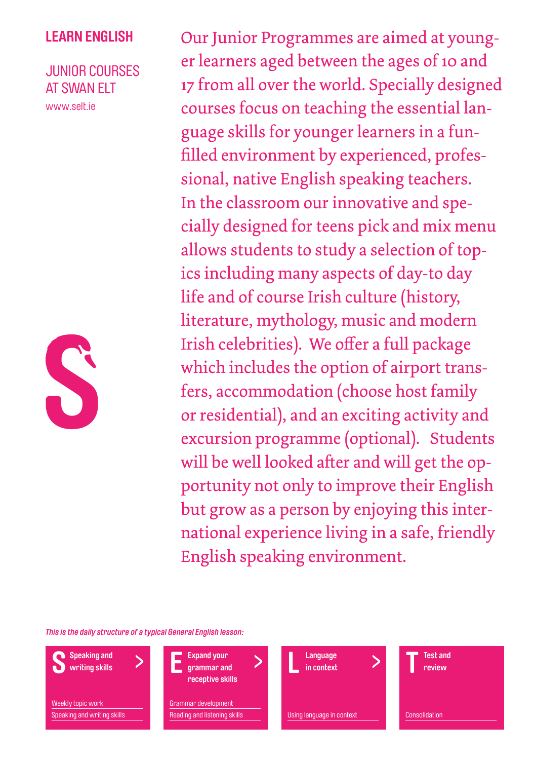## LEARN ENGLISH

JUNIOR COURSES AT SWAN ELT

www.selt.ie

Our Junior Programmes are aimed at younger learners aged between the ages of 10 and 17 from all over the world. Specially designed courses focus on teaching the essential language skills for younger learners in a fun-filled environment by experienced, professional, native English speaking teachers. In the classroom our innovative and specially designed for teens pick and mix menu allows students to study a selection of topics including many aspects of day-to day life and of course Irish culture (history, literature, mythology, music and modern Irish celebrities). We offer a full package which includes the option of airport transfers, accommodation (choose host family or residential), and an exciting activity and excursion programme (optional). Students will be well looked after and will get the opportunity not only to improve their English but grow as a person by enjoying this international experience living in a safe, friendly English speaking environment.

***This is the daily structure of a typical General English lesson:***

**S – Speaking and writing skills >**
- Weekly topic work
- Speaking and writing skills

**E – Expand your grammar and receptive skills >**
- Grammar development
- Reading and listening skills

**L – Language in context >**
- Using language in context

**T – Test and review**
- Consolidation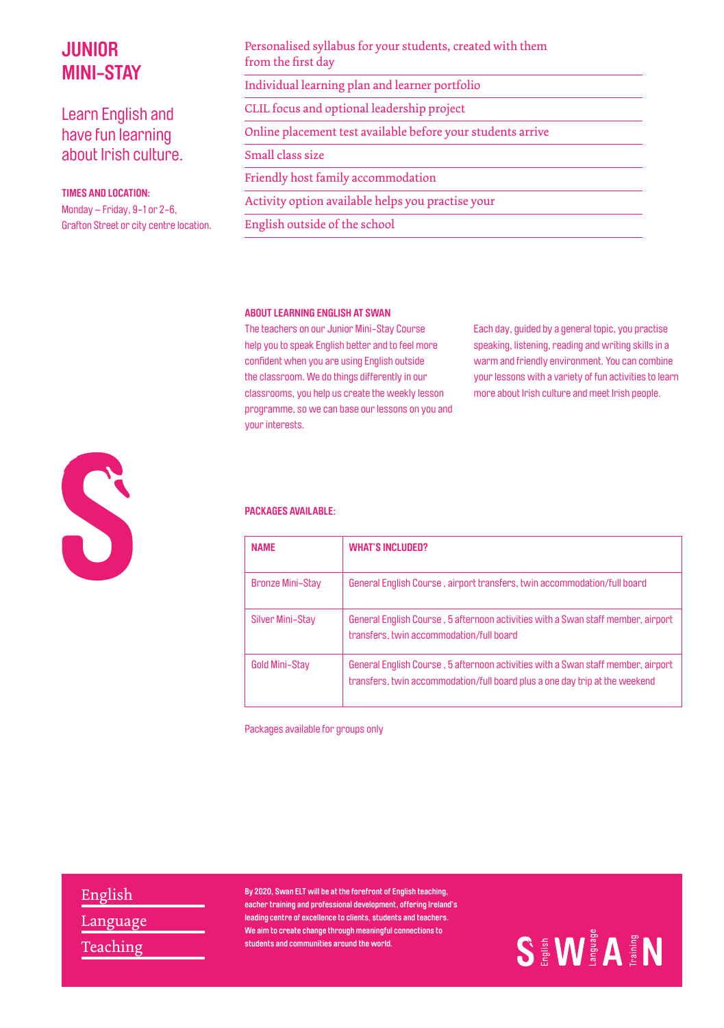# JUNIOR MINI-STAY

## Learn English and have fun learning about Irish culture.

**TIMES AND LOCATION:**
Monday – Friday, 9–1 or 2–6,
Grafton Street or city centre location.

- Personalised syllabus for your students, created with them from the first day
- Individual learning plan and learner portfolio
- CLIL focus and optional leadership project
- Online placement test available before your students arrive
- Small class size
- Friendly host family accommodation
- Activity option available helps you practise your English outside of the school

**ABOUT LEARNING ENGLISH AT SWAN**

The teachers on our Junior Mini-Stay Course help you to speak English better and to feel more confident when you are using English outside the classroom. We do things differently in our classrooms, you help us create the weekly lesson programme, so we can base our lessons on you and your interests.

Each day, guided by a general topic, you practise speaking, listening, reading and writing skills in a warm and friendly environment. You can combine your lessons with a variety of fun activities to learn more about Irish culture and meet Irish people.

**PACKAGES AVAILABLE:**

| NAME | WHAT'S INCLUDED? |
|---|---|
| Bronze Mini-Stay | General English Course , airport transfers, twin accommodation/full board |
| Silver Mini-Stay | General English Course , 5 afternoon activities with a Swan staff member, airport transfers, twin accommodation/full board |
| Gold Mini-Stay | General English Course , 5 afternoon activities with a Swan staff member, airport transfers, twin accommodation/full board plus a one day trip at the weekend |

Packages available for groups only

English
Language
Teaching

**By 2020, Swan ELT will be at the forefront of English teaching, eacher training and professional development, offering Ireland's leading centre of excellence to clients, students and teachers. We aim to create change through meaningful connections to students and communities around the world.**

SWAN English Language Training